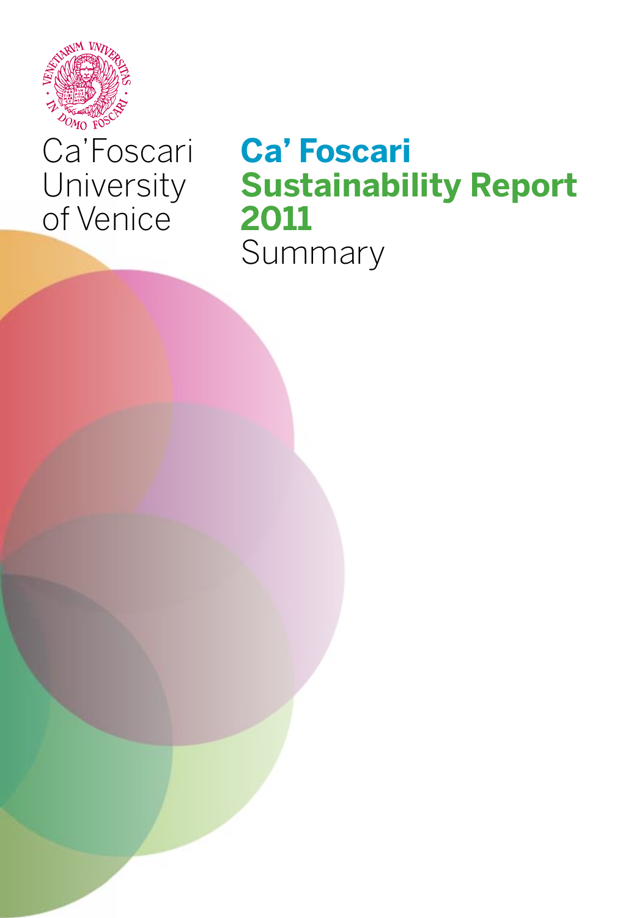Ca'Foscari University of Venice

# Ca' Foscari Sustainability Report 2011

Summary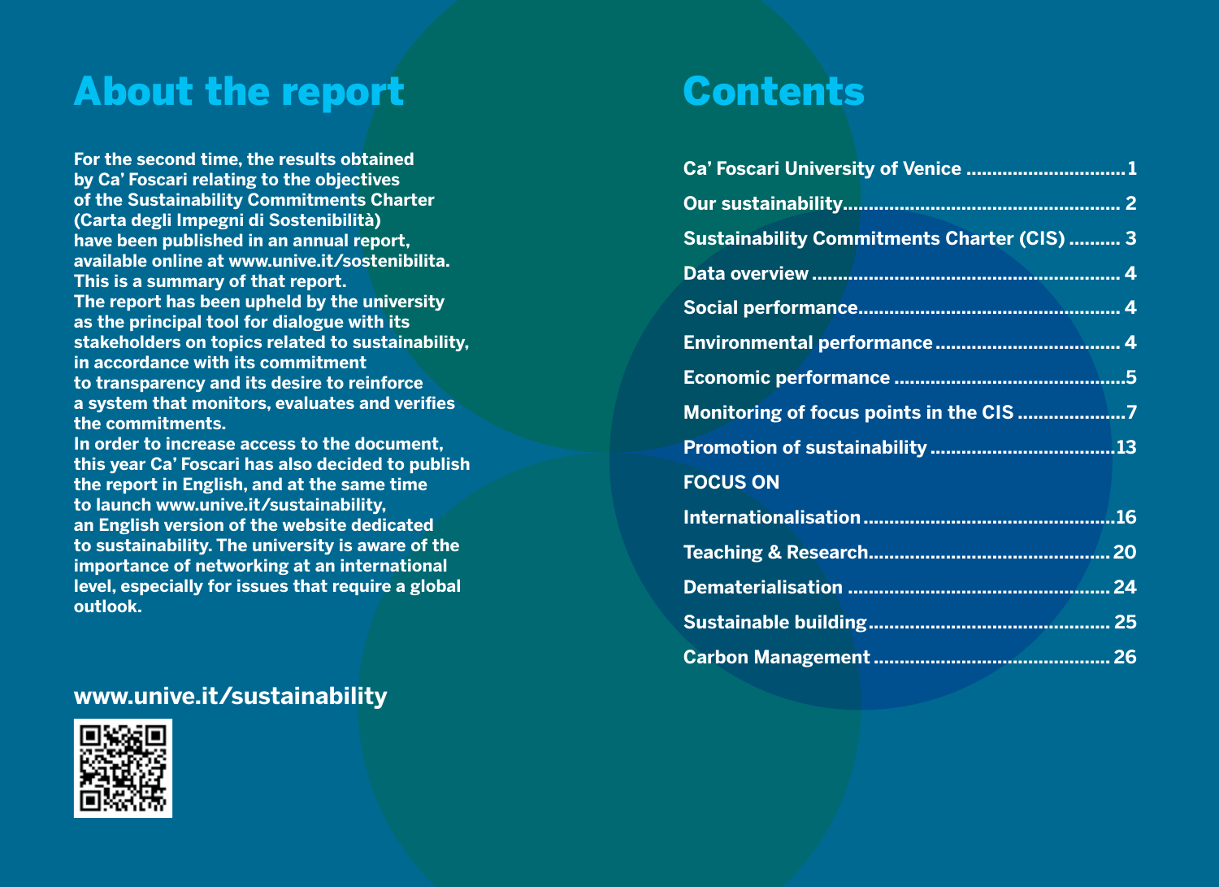# About the report

**For the second time, the results obtained by Ca' Foscari relating to the objectives of the Sustainability Commitments Charter (Carta degli Impegni di Sostenibilità) have been published in an annual report, available online at www.unive.it/sostenibilita. This is a summary of that report. The report has been upheld by the university as the principal tool for dialogue with its stakeholders on topics related to sustainability, in accordance with its commitment to transparency and its desire to reinforce a system that monitors, evaluates and verifies the commitments. In order to increase access to the document, this year Ca' Foscari has also decided to publish the report in English, and at the same time to launch www.unive.it/sustainability, an English version of the website dedicated to sustainability. The university is aware of the importance of networking at an international level, especially for issues that require a global outlook.**

**www.unive.it/sustainability**

# Contents

- Ca' Foscari University of Venice ........ 1
- Our sustainability ........ 2
- Sustainability Commitments Charter (CIS) ........ 3
- Data overview ........ 4
- Social performance ........ 4
- Environmental performance ........ 4
- Economic performance ........ 5
- Monitoring of focus points in the CIS ........ 7
- Promotion of sustainability ........ 13

FOCUS ON

- Internationalisation ........ 16
- Teaching & Research ........ 20
- Dematerialisation ........ 24
- Sustainable building ........ 25
- Carbon Management ........ 26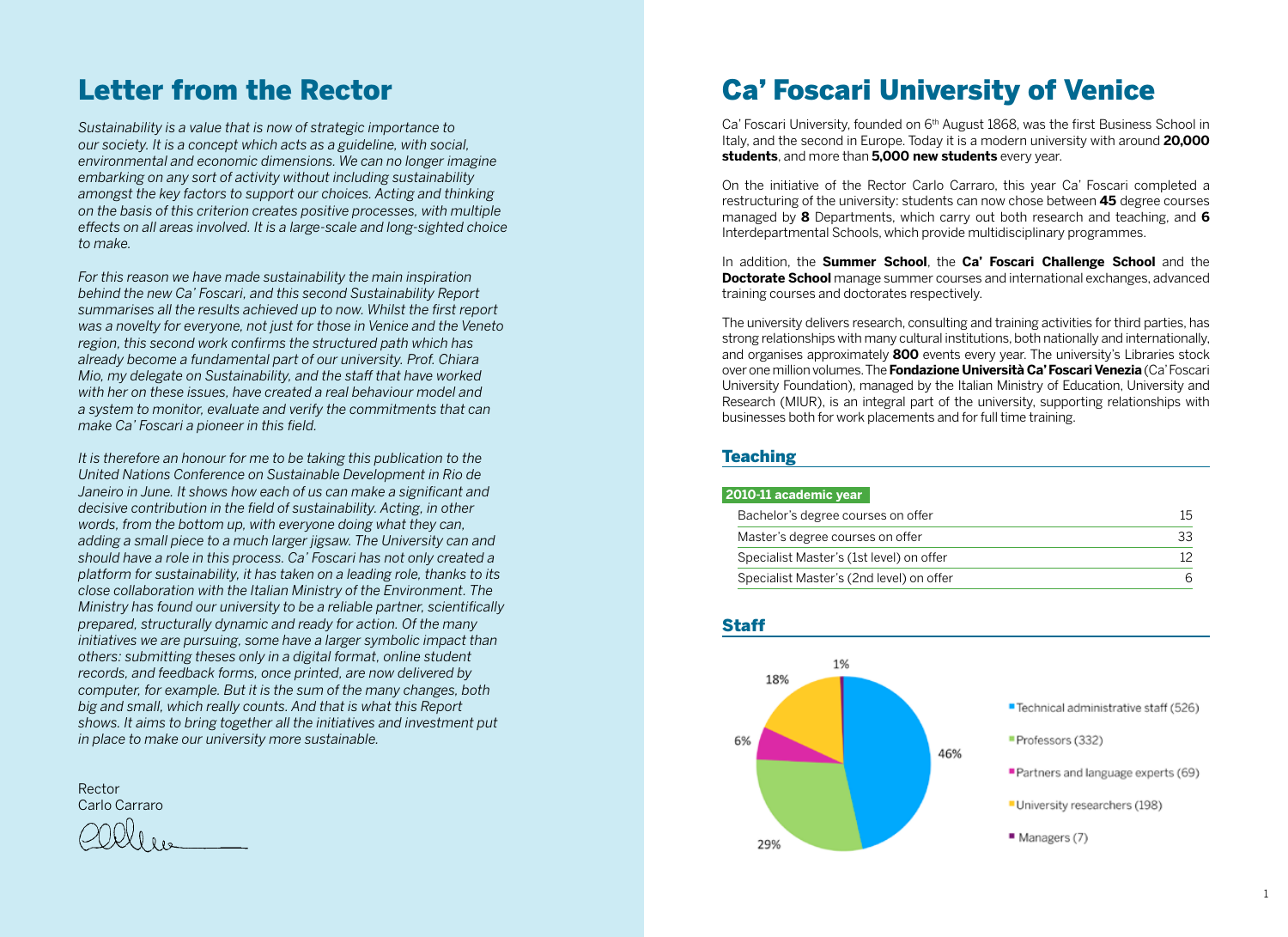# Letter from the Rector

*Sustainability is a value that is now of strategic importance to our society. It is a concept which acts as a guideline, with social, environmental and economic dimensions. We can no longer imagine embarking on any sort of activity without including sustainability amongst the key factors to support our choices. Acting and thinking on the basis of this criterion creates positive processes, with multiple effects on all areas involved. It is a large-scale and long-sighted choice to make.*

*For this reason we have made sustainability the main inspiration behind the new Ca' Foscari, and this second Sustainability Report summarises all the results achieved up to now. Whilst the first report was a novelty for everyone, not just for those in Venice and the Veneto region, this second work confirms the structured path which has already become a fundamental part of our university. Prof. Chiara Mio, my delegate on Sustainability, and the staff that have worked with her on these issues, have created a real behaviour model and a system to monitor, evaluate and verify the commitments that can make Ca' Foscari a pioneer in this field.*

*It is therefore an honour for me to be taking this publication to the United Nations Conference on Sustainable Development in Rio de Janeiro in June. It shows how each of us can make a significant and decisive contribution in the field of sustainability. Acting, in other words, from the bottom up, with everyone doing what they can, adding a small piece to a much larger jigsaw. The University can and should have a role in this process. Ca' Foscari has not only created a platform for sustainability, it has taken on a leading role, thanks to its close collaboration with the Italian Ministry of the Environment. The Ministry has found our university to be a reliable partner, scientifically prepared, structurally dynamic and ready for action. Of the many initiatives we are pursuing, some have a larger symbolic impact than others: submitting theses only in a digital format, online student records, and feedback forms, once printed, are now delivered by computer, for example. But it is the sum of the many changes, both big and small, which really counts. And that is what this Report shows. It aims to bring together all the initiatives and investment put in place to make our university more sustainable.*

Rector
Carlo Carraro

# Ca' Foscari University of Venice

Ca' Foscari University, founded on 6th August 1868, was the first Business School in Italy, and the second in Europe. Today it is a modern university with around **20,000 students**, and more than **5,000 new students** every year.

On the initiative of the Rector Carlo Carraro, this year Ca' Foscari completed a restructuring of the university: students can now chose between **45** degree courses managed by **8** Departments, which carry out both research and teaching, and **6** Interdepartmental Schools, which provide multidisciplinary programmes.

In addition, the **Summer School**, the **Ca' Foscari Challenge School** and the **Doctorate School** manage summer courses and international exchanges, advanced training courses and doctorates respectively.

The university delivers research, consulting and training activities for third parties, has strong relationships with many cultural institutions, both nationally and internationally, and organises approximately **800** events every year. The university's Libraries stock over one million volumes. The **Fondazione Università Ca' Foscari Venezia** (Ca' Foscari University Foundation), managed by the Italian Ministry of Education, University and Research (MIUR), is an integral part of the university, supporting relationships with businesses both for work placements and for full time training.

## Teaching

| 2010-11 academic year | |
|---|---|
| Bachelor's degree courses on offer | 15 |
| Master's degree courses on offer | 33 |
| Specialist Master's (1st level) on offer | 12 |
| Specialist Master's (2nd level) on offer | 6 |

## Staff

| Category | Number | % |
|---|---|---|
| Technical administrative staff | 526 | 46% |
| Professors | 332 | 29% |
| Partners and language experts | 69 | 6% |
| University researchers | 198 | 18% |
| Managers | 7 | 1% |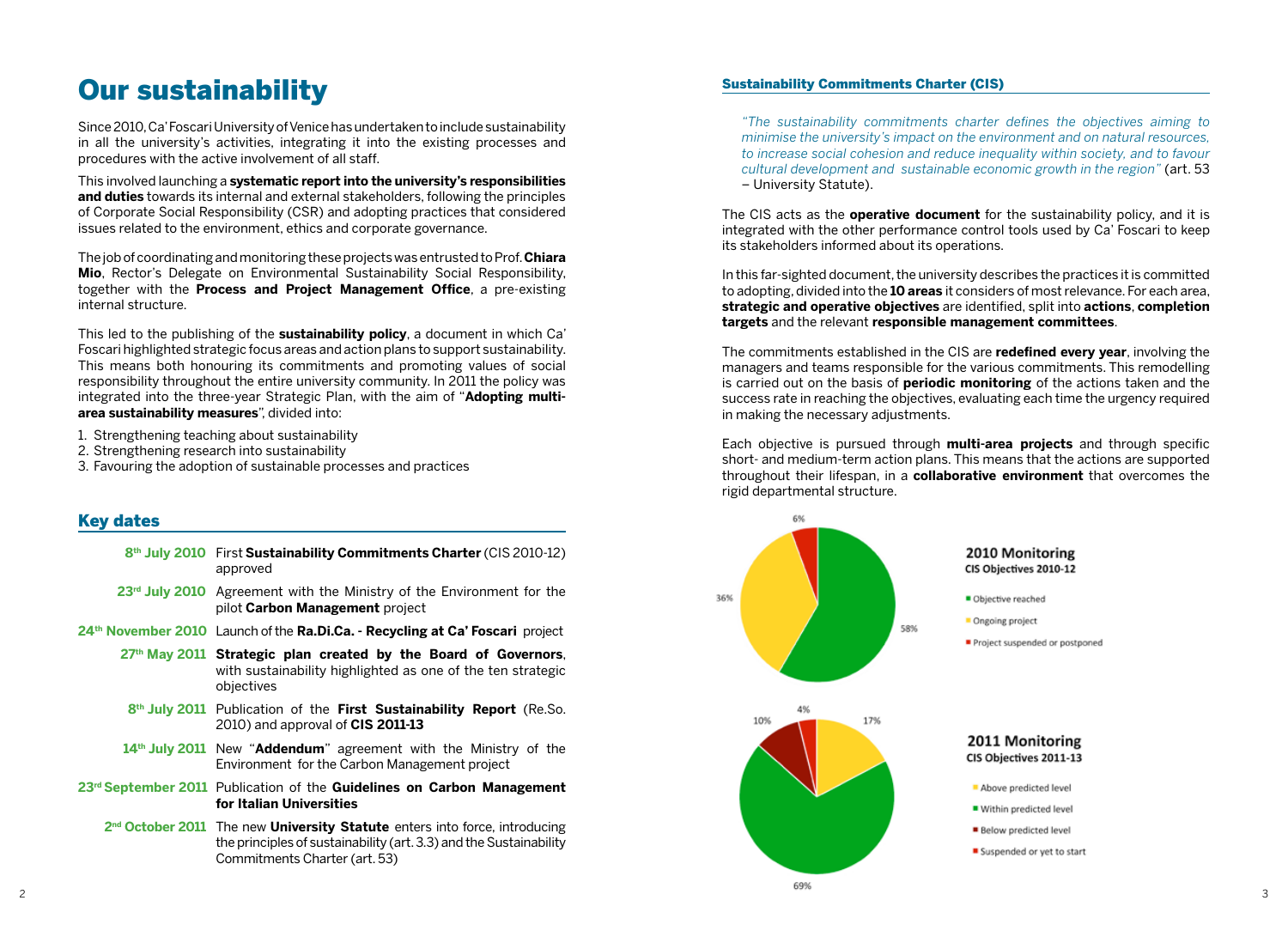# Our sustainability

Since 2010, Ca' Foscari University of Venice has undertaken to include sustainability in all the university's activities, integrating it into the existing processes and procedures with the active involvement of all staff.

This involved launching a **systematic report into the university's responsibilities and duties** towards its internal and external stakeholders, following the principles of Corporate Social Responsibility (CSR) and adopting practices that considered issues related to the environment, ethics and corporate governance.

The job of coordinating and monitoring these projects was entrusted to Prof. **Chiara Mio**, Rector's Delegate on Environmental Sustainability Social Responsibility, together with the **Process and Project Management Office**, a pre-existing internal structure.

This led to the publishing of the **sustainability policy**, a document in which Ca' Foscari highlighted strategic focus areas and action plans to support sustainability. This means both honouring its commitments and promoting values of social responsibility throughout the entire university community. In 2011 the policy was integrated into the three-year Strategic Plan, with the aim of "**Adopting multi-area sustainability measures**", divided into:

1. Strengthening teaching about sustainability
2. Strengthening research into sustainability
3. Favouring the adoption of sustainable processes and practices

## Key dates

| | |
|---|---|
| **8th July 2010** | First **Sustainability Commitments Charter** (CIS 2010-12) approved |
| **23rd July 2010** | Agreement with the Ministry of the Environment for the pilot **Carbon Management** project |
| **24th November 2010** | Launch of the **Ra.Di.Ca. - Recycling at Ca' Foscari** project |
| **27th May 2011** | **Strategic plan created by the Board of Governors**, with sustainability highlighted as one of the ten strategic objectives |
| **8th July 2011** | Publication of the **First Sustainability Report** (Re.So. 2010) and approval of **CIS 2011-13** |
| **14th July 2011** | New "**Addendum**" agreement with the Ministry of the Environment for the Carbon Management project |
| **23rd September 2011** | Publication of the **Guidelines on Carbon Management for Italian Universities** |
| **2nd October 2011** | The new **University Statute** enters into force, introducing the principles of sustainability (art. 3.3) and the Sustainability Commitments Charter (art. 53) |

### Sustainability Commitments Charter (CIS)

*"The sustainability commitments charter defines the objectives aiming to minimise the university's impact on the environment and on natural resources, to increase social cohesion and reduce inequality within society, and to favour cultural development and sustainable economic growth in the region"* (art. 53 – University Statute).

The CIS acts as the **operative document** for the sustainability policy, and it is integrated with the other performance control tools used by Ca' Foscari to keep its stakeholders informed about its operations.

In this far-sighted document, the university describes the practices it is committed to adopting, divided into the **10 areas** it considers of most relevance. For each area, **strategic and operative objectives** are identified, split into **actions**, **completion targets** and the relevant **responsible management committees**.

The commitments established in the CIS are **redefined every year**, involving the managers and teams responsible for the various commitments. This remodelling is carried out on the basis of **periodic monitoring** of the actions taken and the success rate in reaching the objectives, evaluating each time the urgency required in making the necessary adjustments.

Each objective is pursued through **multi-area projects** and through specific short- and medium-term action plans. This means that the actions are supported throughout their lifespan, in a **collaborative environment** that overcomes the rigid departmental structure.

**2010 Monitoring**
**CIS Objectives 2010-12**

- Objective reached: 58%
- Ongoing project: 36%
- Project suspended or postponed: 6%

**2011 Monitoring**
**CIS Objectives 2011-13**

- Above predicted level: 17%
- Within predicted level: 69%
- Below predicted level: 10%
- Suspended or yet to start: 4%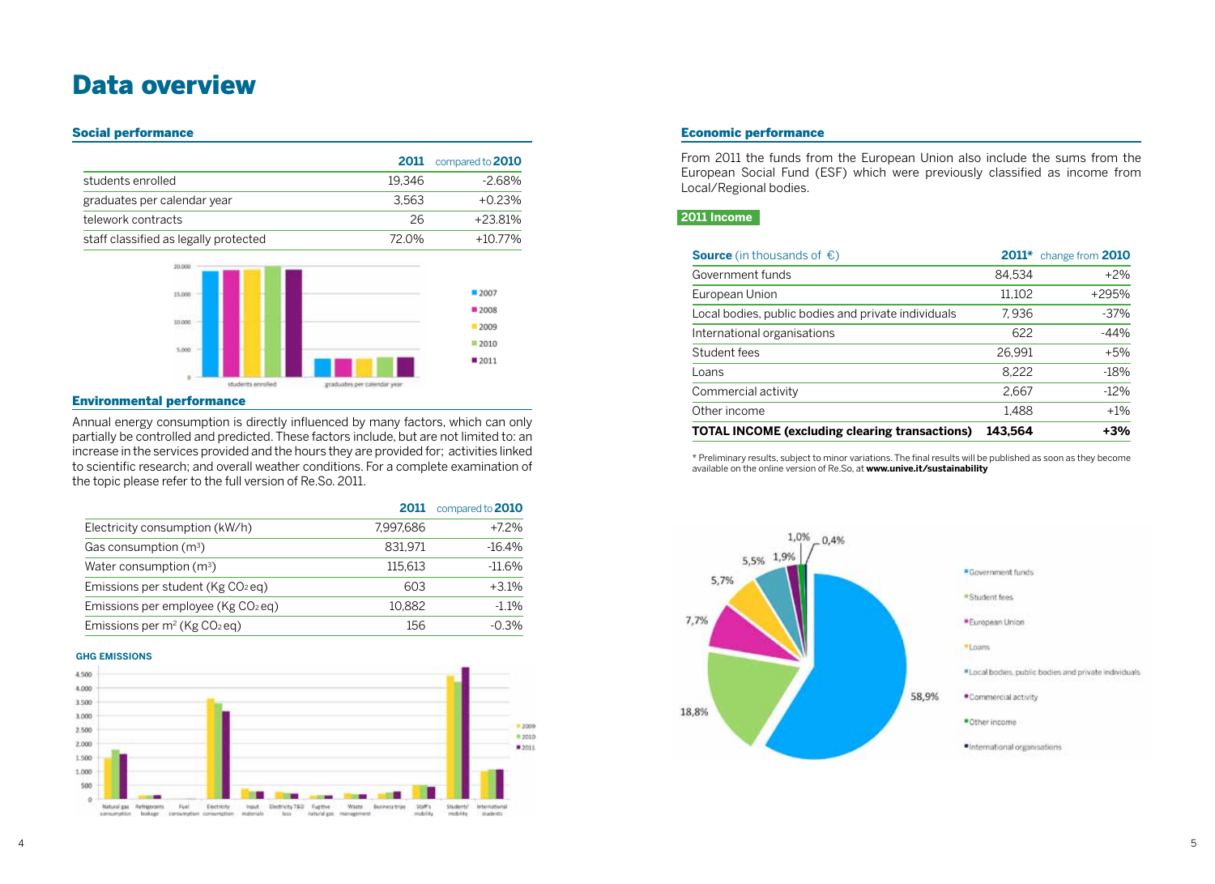# Data overview

## Social performance

| | 2011 | compared to 2010 |
|---|---|---|
| students enrolled | 19,346 | -2.68% |
| graduates per calendar year | 3,563 | +0.23% |
| telework contracts | 26 | +23.81% |
| staff classified as legally protected | 72.0% | +10.77% |

## Environmental performance

Annual energy consumption is directly influenced by many factors, which can only partially be controlled and predicted. These factors include, but are not limited to: an increase in the services provided and the hours they are provided for; activities linked to scientific research; and overall weather conditions. For a complete examination of the topic please refer to the full version of Re.So. 2011.

| | 2011 | compared to 2010 |
|---|---|---|
| Electricity consumption (kW/h) | 7,997,686 | +7.2% |
| Gas consumption ($m^3$) | 831,971 | -16.4% |
| Water consumption ($m^3$) | 115,613 | -11.6% |
| Emissions per student (Kg $CO_2$ eq) | 603 | +3.1% |
| Emissions per employee (Kg $CO_2$ eq) | 10,882 | -1.1% |
| Emissions per $m^2$ (Kg $CO_2$ eq) | 156 | -0.3% |

**GHG EMISSIONS**

## Economic performance

From 2011 the funds from the European Union also include the sums from the European Social Fund (ESF) which were previously classified as income from Local/Regional bodies.

**2011 Income**

| **Source** (in thousands of €) | 2011* | change from 2010 |
|---|---|---|
| Government funds | 84,534 | +2% |
| European Union | 11,102 | +295% |
| Local bodies, public bodies and private individuals | 7,936 | -37% |
| International organisations | 622 | -44% |
| Student fees | 26,991 | +5% |
| Loans | 8,222 | -18% |
| Commercial activity | 2,667 | -12% |
| Other income | 1,488 | +1% |
| **TOTAL INCOME (excluding clearing transactions)** | **143,564** | **+3%** |

\* Preliminary results, subject to minor variations. The final results will be published as soon as they become available on the online version of Re.So. at **www.unive.it/sustainability**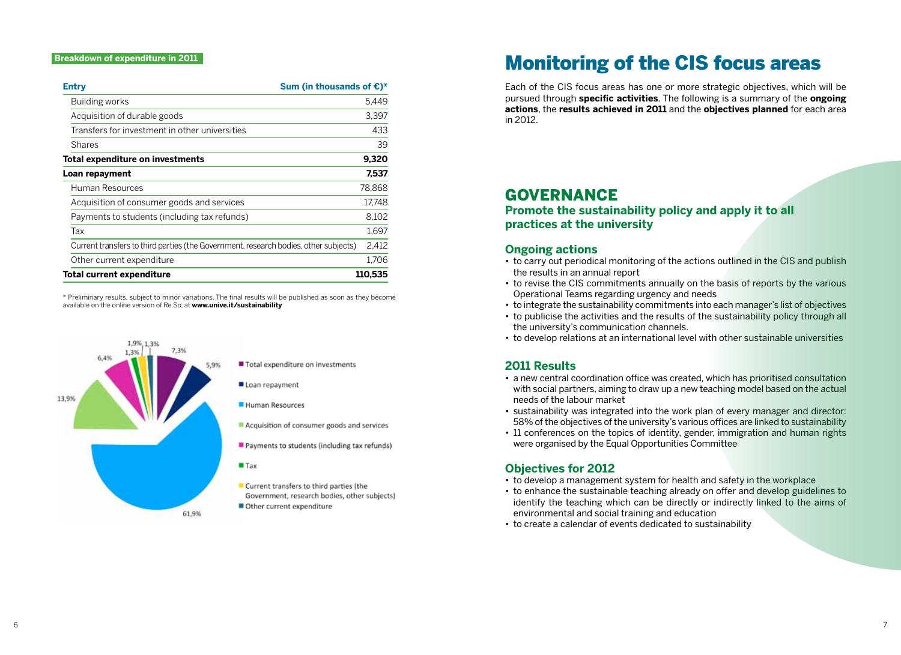**Breakdown of expenditure in 2011**

| Entry | Sum (in thousands of €)* |
|---|---|
| Building works | 5,449 |
| Acquisition of durable goods | 3,397 |
| Transfers for investment in other universities | 433 |
| Shares | 39 |
| **Total expenditure on investments** | **9,320** |
| **Loan repayment** | **7,537** |
| Human Resources | 78,868 |
| Acquisition of consumer goods and services | 17,748 |
| Payments to students (including tax refunds) | 8,102 |
| Tax | 1,697 |
| Current transfers to third parties (the Government, research bodies, other subjects) | 2,412 |
| Other current expenditure | 1,706 |
| **Total current expenditure** | **110,535** |

\* Preliminary results, subject to minor variations. The final results will be published as soon as they become available on the online version of Re.So, at **www.unive.it/sustainability**

- Total expenditure on investments: 7,3%
- Loan repayment: 5,9%
- Human Resources: 61,9%
- Acquisition of consumer goods and services: 13,9%
- Payments to students (including tax refunds): 6,4%
- Tax: 1,3%
- Current transfers to third parties (the Government, research bodies, other subjects): 1,9%
- Other current expenditure: 1,3%

# Monitoring of the CIS focus areas

Each of the CIS focus areas has one or more strategic objectives, which will be pursued through **specific activities**. The following is a summary of the **ongoing actions**, the **results achieved in 2011** and the **objectives planned** for each area in 2012.

## GOVERNANCE

### Promote the sustainability policy and apply it to all practices at the university

### Ongoing actions

- to carry out periodical monitoring of the actions outlined in the CIS and publish the results in an annual report
- to revise the CIS commitments annually on the basis of reports by the various Operational Teams regarding urgency and needs
- to integrate the sustainability commitments into each manager's list of objectives
- to publicise the activities and the results of the sustainability policy through all the university's communication channels.
- to develop relations at an international level with other sustainable universities

### 2011 Results

- a new central coordination office was created, which has prioritised consultation with social partners, aiming to draw up a new teaching model based on the actual needs of the labour market
- sustainability was integrated into the work plan of every manager and director: 58% of the objectives of the university's various offices are linked to sustainability
- 11 conferences on the topics of identity, gender, immigration and human rights were organised by the Equal Opportunities Committee

### Objectives for 2012

- to develop a management system for health and safety in the workplace
- to enhance the sustainable teaching already on offer and develop guidelines to identify the teaching which can be directly or indirectly linked to the aims of environmental and social training and education
- to create a calendar of events dedicated to sustainability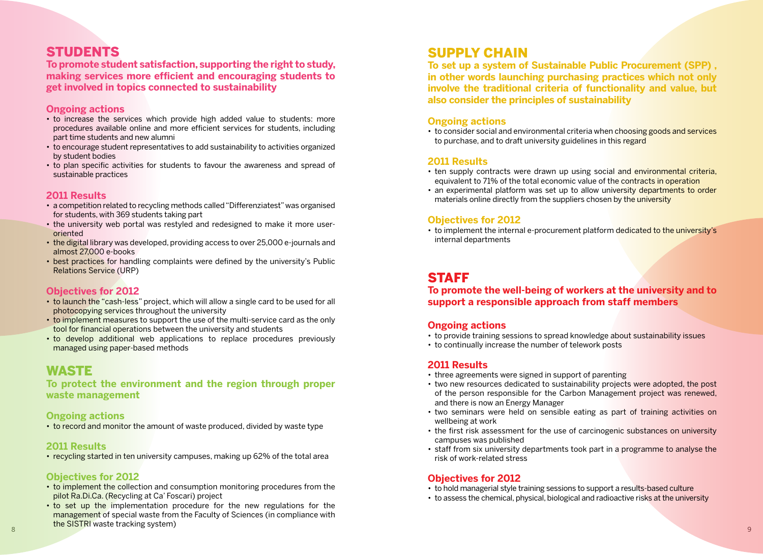## STUDENTS

**To promote student satisfaction, supporting the right to study, making services more efficient and encouraging students to get involved in topics connected to sustainability**

### Ongoing actions

- to increase the services which provide high added value to students: more procedures available online and more efficient services for students, including part time students and new alumni
- to encourage student representatives to add sustainability to activities organized by student bodies
- to plan specific activities for students to favour the awareness and spread of sustainable practices

### 2011 Results

- a competition related to recycling methods called "Differenziatest" was organised for students, with 369 students taking part
- the university web portal was restyled and redesigned to make it more user-oriented
- the digital library was developed, providing access to over 25,000 e-journals and almost 27,000 e-books
- best practices for handling complaints were defined by the university's Public Relations Service (URP)

### Objectives for 2012

- to launch the "cash-less" project, which will allow a single card to be used for all photocopying services throughout the university
- to implement measures to support the use of the multi-service card as the only tool for financial operations between the university and students
- to develop additional web applications to replace procedures previously managed using paper-based methods

## WASTE

**To protect the environment and the region through proper waste management**

### Ongoing actions

- to record and monitor the amount of waste produced, divided by waste type

### 2011 Results

- recycling started in ten university campuses, making up 62% of the total area

### Objectives for 2012

- to implement the collection and consumption monitoring procedures from the pilot Ra.Di.Ca. (Recycling at Ca' Foscari) project
- to set up the implementation procedure for the new regulations for the management of special waste from the Faculty of Sciences (in compliance with the SISTRI waste tracking system)

## SUPPLY CHAIN

**To set up a system of Sustainable Public Procurement (SPP) , in other words launching purchasing practices which not only involve the traditional criteria of functionality and value, but also consider the principles of sustainability**

### Ongoing actions

- to consider social and environmental criteria when choosing goods and services to purchase, and to draft university guidelines in this regard

### 2011 Results

- ten supply contracts were drawn up using social and environmental criteria, equivalent to 71% of the total economic value of the contracts in operation
- an experimental platform was set up to allow university departments to order materials online directly from the suppliers chosen by the university

### Objectives for 2012

- to implement the internal e-procurement platform dedicated to the university's internal departments

## STAFF

**To promote the well-being of workers at the university and to support a responsible approach from staff members**

### Ongoing actions

- to provide training sessions to spread knowledge about sustainability issues
- to continually increase the number of telework posts

### 2011 Results

- three agreements were signed in support of parenting
- two new resources dedicated to sustainability projects were adopted, the post of the person responsible for the Carbon Management project was renewed, and there is now an Energy Manager
- two seminars were held on sensible eating as part of training activities on wellbeing at work
- the first risk assessment for the use of carcinogenic substances on university campuses was published
- staff from six university departments took part in a programme to analyse the risk of work-related stress

### Objectives for 2012

- to hold managerial style training sessions to support a results-based culture
- to assess the chemical, physical, biological and radioactive risks at the university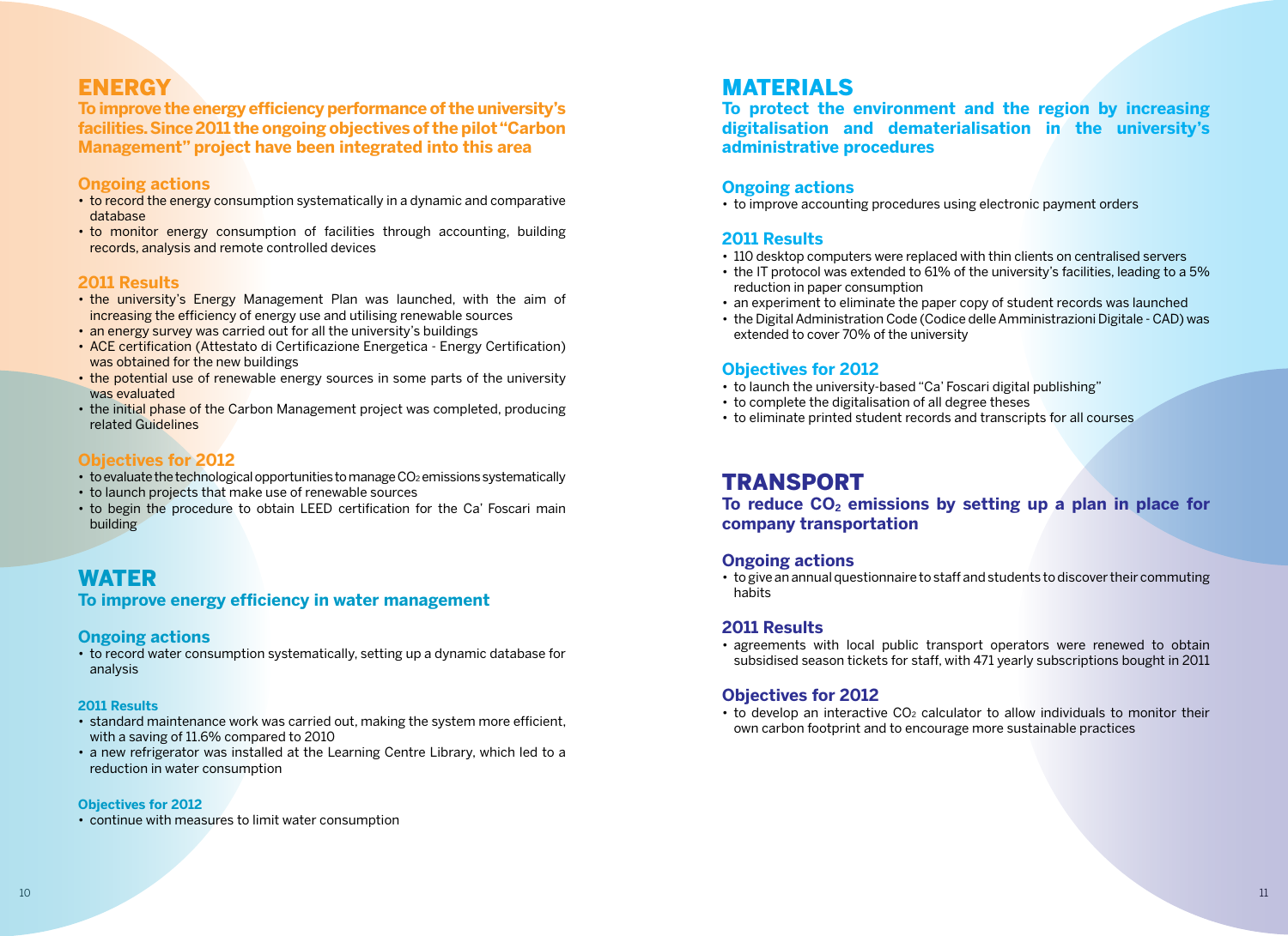## ENERGY

**To improve the energy efficiency performance of the university's facilities. Since 2011 the ongoing objectives of the pilot "Carbon Management" project have been integrated into this area**

### Ongoing actions

- to record the energy consumption systematically in a dynamic and comparative database
- to monitor energy consumption of facilities through accounting, building records, analysis and remote controlled devices

### 2011 Results

- the university's Energy Management Plan was launched, with the aim of increasing the efficiency of energy use and utilising renewable sources
- an energy survey was carried out for all the university's buildings
- ACE certification (Attestato di Certificazione Energetica - Energy Certification) was obtained for the new buildings
- the potential use of renewable energy sources in some parts of the university was evaluated
- the initial phase of the Carbon Management project was completed, producing related Guidelines

### Objectives for 2012

- to evaluate the technological opportunities to manage $CO_2$ emissions systematically
- to launch projects that make use of renewable sources
- to begin the procedure to obtain LEED certification for the Ca' Foscari main building

## WATER

**To improve energy efficiency in water management**

### Ongoing actions

- to record water consumption systematically, setting up a dynamic database for analysis

#### 2011 Results

- standard maintenance work was carried out, making the system more efficient, with a saving of 11.6% compared to 2010
- a new refrigerator was installed at the Learning Centre Library, which led to a reduction in water consumption

#### Objectives for 2012

- continue with measures to limit water consumption

## MATERIALS

**To protect the environment and the region by increasing digitalisation and dematerialisation in the university's administrative procedures**

### Ongoing actions

- to improve accounting procedures using electronic payment orders

### 2011 Results

- 110 desktop computers were replaced with thin clients on centralised servers
- the IT protocol was extended to 61% of the university's facilities, leading to a 5% reduction in paper consumption
- an experiment to eliminate the paper copy of student records was launched
- the Digital Administration Code (Codice delle Amministrazioni Digitale - CAD) was extended to cover 70% of the university

### Objectives for 2012

- to launch the university-based "Ca' Foscari digital publishing"
- to complete the digitalisation of all degree theses
- to eliminate printed student records and transcripts for all courses

## TRANSPORT

**To reduce $CO_2$ emissions by setting up a plan in place for company transportation**

### Ongoing actions

- to give an annual questionnaire to staff and students to discover their commuting habits

### 2011 Results

- agreements with local public transport operators were renewed to obtain subsidised season tickets for staff, with 471 yearly subscriptions bought in 2011

### Objectives for 2012

- to develop an interactive $CO_2$ calculator to allow individuals to monitor their own carbon footprint and to encourage more sustainable practices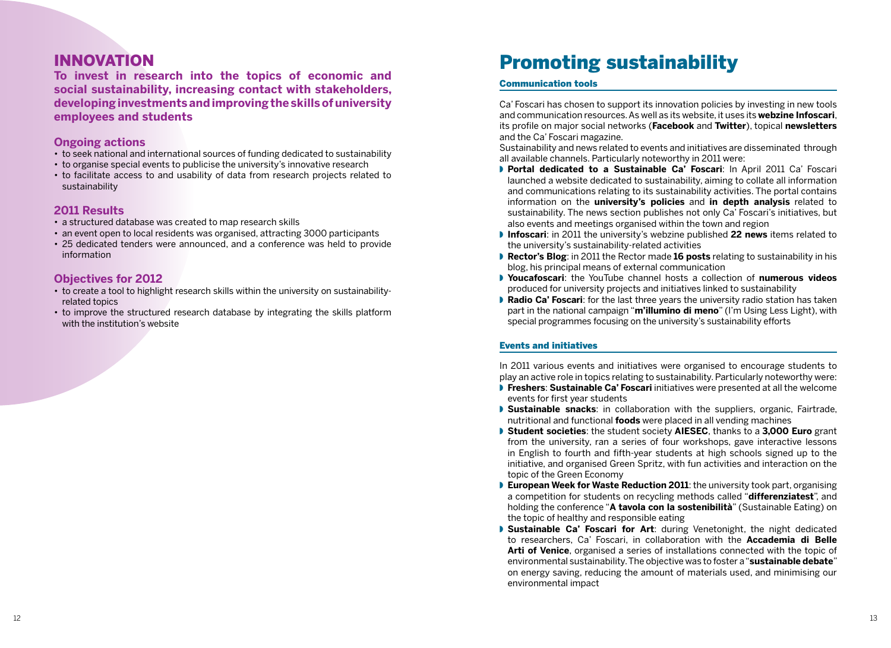## INNOVATION

**To invest in research into the topics of economic and social sustainability, increasing contact with stakeholders, developing investments and improving the skills of university employees and students**

### Ongoing actions

- to seek national and international sources of funding dedicated to sustainability
- to organise special events to publicise the university's innovative research
- to facilitate access to and usability of data from research projects related to sustainability

### 2011 Results

- a structured database was created to map research skills
- an event open to local residents was organised, attracting 3000 participants
- 25 dedicated tenders were announced, and a conference was held to provide information

### Objectives for 2012

- to create a tool to highlight research skills within the university on sustainability-related topics
- to improve the structured research database by integrating the skills platform with the institution's website

# Promoting sustainability

### Communication tools

Ca' Foscari has chosen to support its innovation policies by investing in new tools and communication resources. As well as its website, it uses its **webzine Infoscari**, its profile on major social networks (**Facebook** and **Twitter**), topical **newsletters** and the Ca' Foscari magazine.

Sustainability and news related to events and initiatives are disseminated through all available channels. Particularly noteworthy in 2011 were:

- **Portal dedicated to a Sustainable Ca' Foscari**: In April 2011 Ca' Foscari launched a website dedicated to sustainability, aiming to collate all information and communications relating to its sustainability activities. The portal contains information on the **university's policies** and **in depth analysis** related to sustainability. The news section publishes not only Ca' Foscari's initiatives, but also events and meetings organised within the town and region
- **Infoscari**: in 2011 the university's webzine published **22 news** items related to the university's sustainability-related activities
- **Rector's Blog**: in 2011 the Rector made **16 posts** relating to sustainability in his blog, his principal means of external communication
- **Youcafoscari**: the YouTube channel hosts a collection of **numerous videos** produced for university projects and initiatives linked to sustainability
- **Radio Ca' Foscari**: for the last three years the university radio station has taken part in the national campaign "**m'illumino di meno**" (I'm Using Less Light), with special programmes focusing on the university's sustainability efforts

### Events and initiatives

In 2011 various events and initiatives were organised to encourage students to play an active role in topics relating to sustainability. Particularly noteworthy were:

- **Freshers**: **Sustainable Ca' Foscari** initiatives were presented at all the welcome events for first year students
- **Sustainable snacks**: in collaboration with the suppliers, organic, Fairtrade, nutritional and functional **foods** were placed in all vending machines
- **Student societies**: the student society **AIESEC**, thanks to a **3,000 Euro** grant from the university, ran a series of four workshops, gave interactive lessons in English to fourth and fifth-year students at high schools signed up to the initiative, and organised Green Spritz, with fun activities and interaction on the topic of the Green Economy
- **European Week for Waste Reduction 2011**: the university took part, organising a competition for students on recycling methods called "**differenziatest**", and holding the conference "**A tavola con la sostenibilità**" (Sustainable Eating) on the topic of healthy and responsible eating
- **Sustainable Ca' Foscari for Art**: during Venetonight, the night dedicated to researchers, Ca' Foscari, in collaboration with the **Accademia di Belle Arti of Venice**, organised a series of installations connected with the topic of environmental sustainability. The objective was to foster a "**sustainable debate**" on energy saving, reducing the amount of materials used, and minimising our environmental impact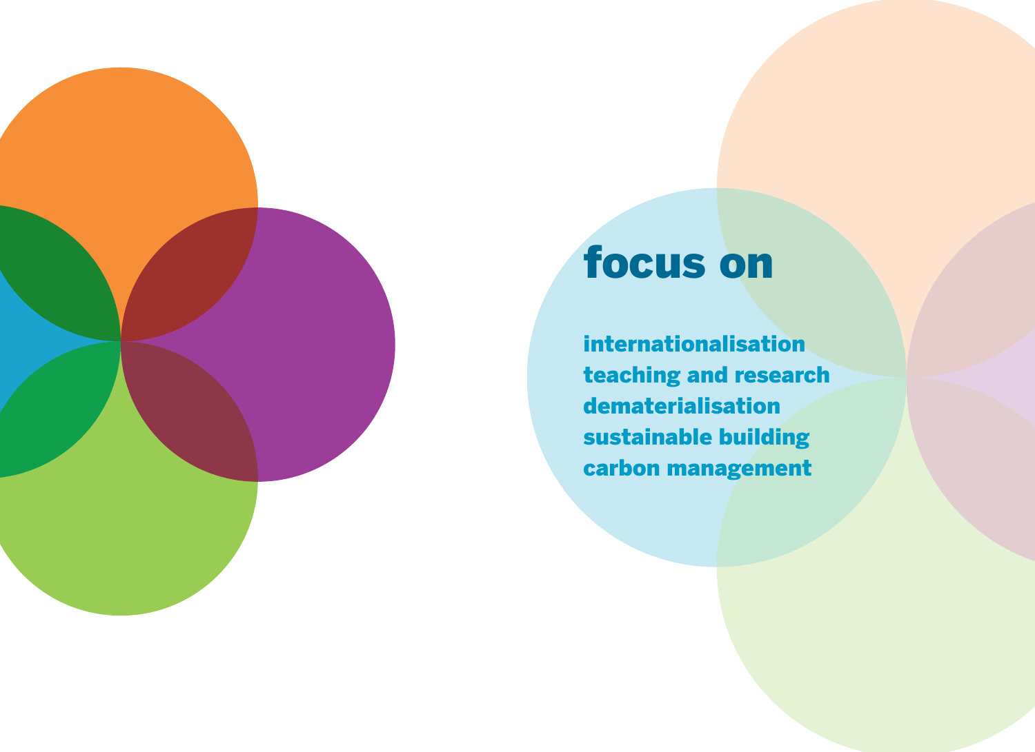# focus on

internationalisation
teaching and research
dematerialisation
sustainable building
carbon management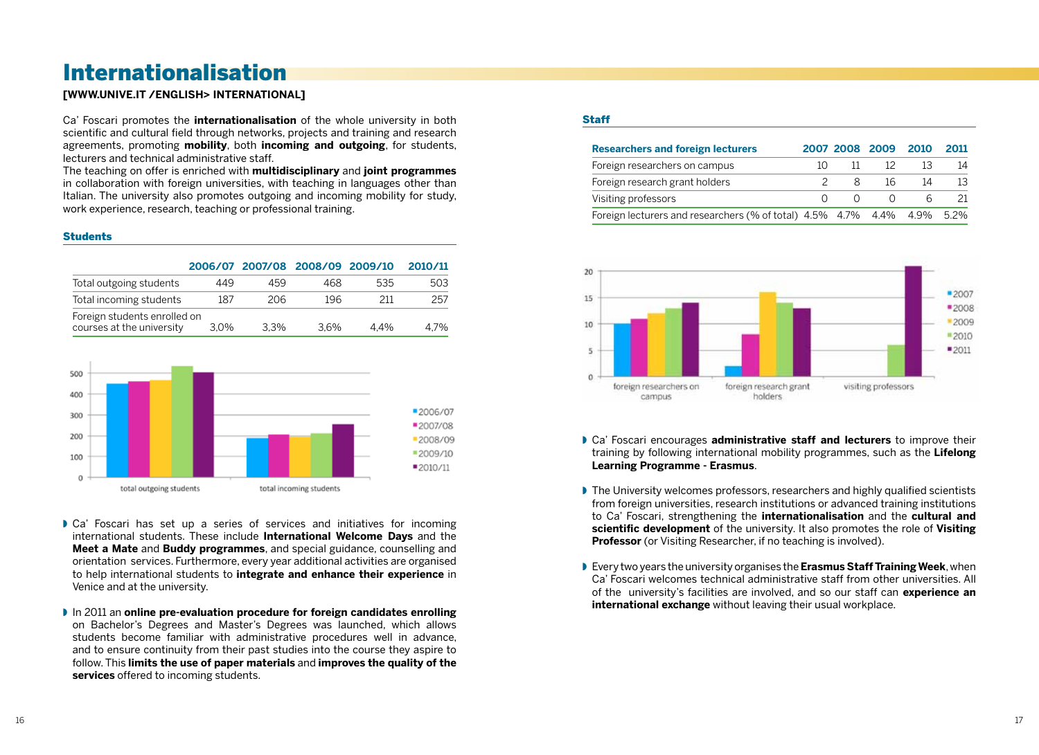# Internationalisation

**[WWW.UNIVE.IT /ENGLISH> INTERNATIONAL]**

Ca' Foscari promotes the **internationalisation** of the whole university in both scientific and cultural field through networks, projects and training and research agreements, promoting **mobility**, both **incoming and outgoing**, for students, lecturers and technical administrative staff.
The teaching on offer is enriched with **multidisciplinary** and **joint programmes** in collaboration with foreign universities, with teaching in languages other than Italian. The university also promotes outgoing and incoming mobility for study, work experience, research, teaching or professional training.

### Students

| | 2006/07 | 2007/08 | 2008/09 | 2009/10 | 2010/11 |
|---|---|---|---|---|---|
| Total outgoing students | 449 | 459 | 468 | 535 | 503 |
| Total incoming students | 187 | 206 | 196 | 211 | 257 |
| Foreign students enrolled on courses at the university | 3,0% | 3,3% | 3,6% | 4,4% | 4,7% |

- Ca' Foscari has set up a series of services and initiatives for incoming international students. These include **International Welcome Days** and the **Meet a Mate** and **Buddy programmes**, and special guidance, counselling and orientation services. Furthermore, every year additional activities are organised to help international students to **integrate and enhance their experience** in Venice and at the university.

- In 2011 an **online pre-evaluation procedure for foreign candidates enrolling** on Bachelor's Degrees and Master's Degrees was launched, which allows students become familiar with administrative procedures well in advance, and to ensure continuity from their past studies into the course they aspire to follow. This **limits the use of paper materials** and **improves the quality of the services** offered to incoming students.

### Staff

| Researchers and foreign lecturers | 2007 | 2008 | 2009 | 2010 | 2011 |
|---|---|---|---|---|---|
| Foreign researchers on campus | 10 | 11 | 12 | 13 | 14 |
| Foreign research grant holders | 2 | 8 | 16 | 14 | 13 |
| Visiting professors | 0 | 0 | 0 | 6 | 21 |
| Foreign lecturers and researchers (% of total) | 4.5% | 4.7% | 4.4% | 4.9% | 5.2% |

- Ca' Foscari encourages **administrative staff and lecturers** to improve their training by following international mobility programmes, such as the **Lifelong Learning Programme - Erasmus**.

- The University welcomes professors, researchers and highly qualified scientists from foreign universities, research institutions or advanced training institutions to Ca' Foscari, strengthening the **internationalisation** and the **cultural and scientific development** of the university. It also promotes the role of **Visiting Professor** (or Visiting Researcher, if no teaching is involved).

- Every two years the university organises the **Erasmus Staff Training Week**, when Ca' Foscari welcomes technical administrative staff from other universities. All of the university's facilities are involved, and so our staff can **experience an international exchange** without leaving their usual workplace.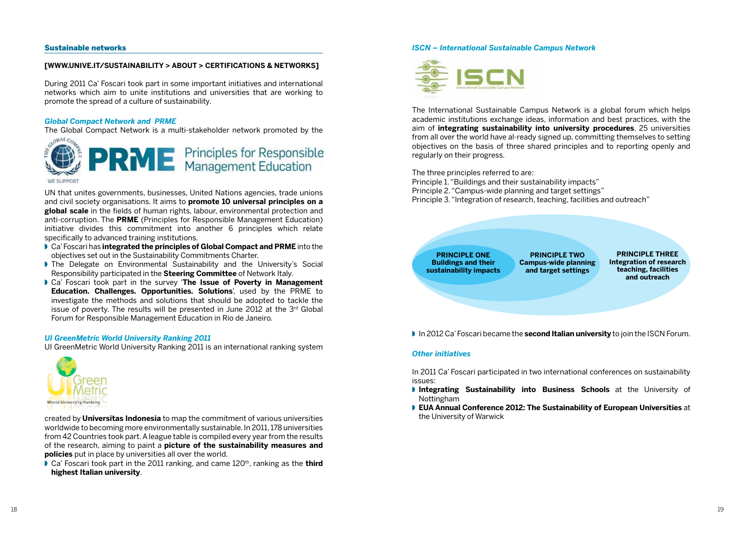## Sustainable networks

**[WWW.UNIVE.IT/SUSTAINABILITY > ABOUT > CERTIFICATIONS & NETWORKS]**

During 2011 Ca' Foscari took part in some important initiatives and international networks which aim to unite institutions and universities that are working to promote the spread of a culture of sustainability.

### *Global Compact Network and PRME*

The Global Compact Network is a multi-stakeholder network promoted by the UN that unites governments, businesses, United Nations agencies, trade unions and civil society organisations. It aims to **promote 10 universal principles on a global scale** in the fields of human rights, labour, environmental protection and anti-corruption. The **PRME** (Principles for Responsible Management Education) initiative divides this commitment into another 6 principles which relate specifically to advanced training institutions.

- Ca' Foscari has **integrated the principles of Global Compact and PRME** into the objectives set out in the Sustainability Commitments Charter.
- The Delegate on Environmental Sustainability and the University's Social Responsibility participated in the **Steering Committee** of Network Italy.
- Ca' Foscari took part in the survey '**The Issue of Poverty in Management Education. Challenges. Opportunities. Solutions**', used by the PRME to investigate the methods and solutions that should be adopted to tackle the issue of poverty. The results will be presented in June 2012 at the 3rd Global Forum for Responsible Management Education in Rio de Janeiro.

### *UI GreenMetric World University Ranking 2011*

UI GreenMetric World University Ranking 2011 is an international ranking system created by **Universitas Indonesia** to map the commitment of various universities worldwide to becoming more environmentally sustainable. In 2011, 178 universities from 42 Countries took part. A league table is compiled every year from the results of the research, aiming to paint a **picture of the sustainability measures and policies** put in place by universities all over the world.

- Ca' Foscari took part in the 2011 ranking, and came 120th, ranking as the **third highest Italian university**.

### *ISCN – International Sustainable Campus Network*

The International Sustainable Campus Network is a global forum which helps academic institutions exchange ideas, information and best practices, with the aim of **integrating sustainability into university procedures**. 25 universities from all over the world have al-ready signed up, committing themselves to setting objectives on the basis of three shared principles and to reporting openly and regularly on their progress.

The three principles referred to are:
Principle 1. "Buildings and their sustainability impacts"
Principle 2. "Campus-wide planning and target settings"
Principle 3. "Integration of research, teaching, facilities and outreach"

**PRINCIPLE ONE** Buildings and their sustainability impacts
**PRINCIPLE TWO** Campus-wide planning and target settings
**PRINCIPLE THREE** Integration of research teaching, facilities and outreach

- In 2012 Ca' Foscari became the **second Italian university** to join the ISCN Forum.

### *Other initiatives*

In 2011 Ca' Foscari participated in two international conferences on sustainability issues:

- **Integrating Sustainability into Business Schools** at the University of Nottingham
- **EUA Annual Conference 2012: The Sustainability of European Universities** at the University of Warwick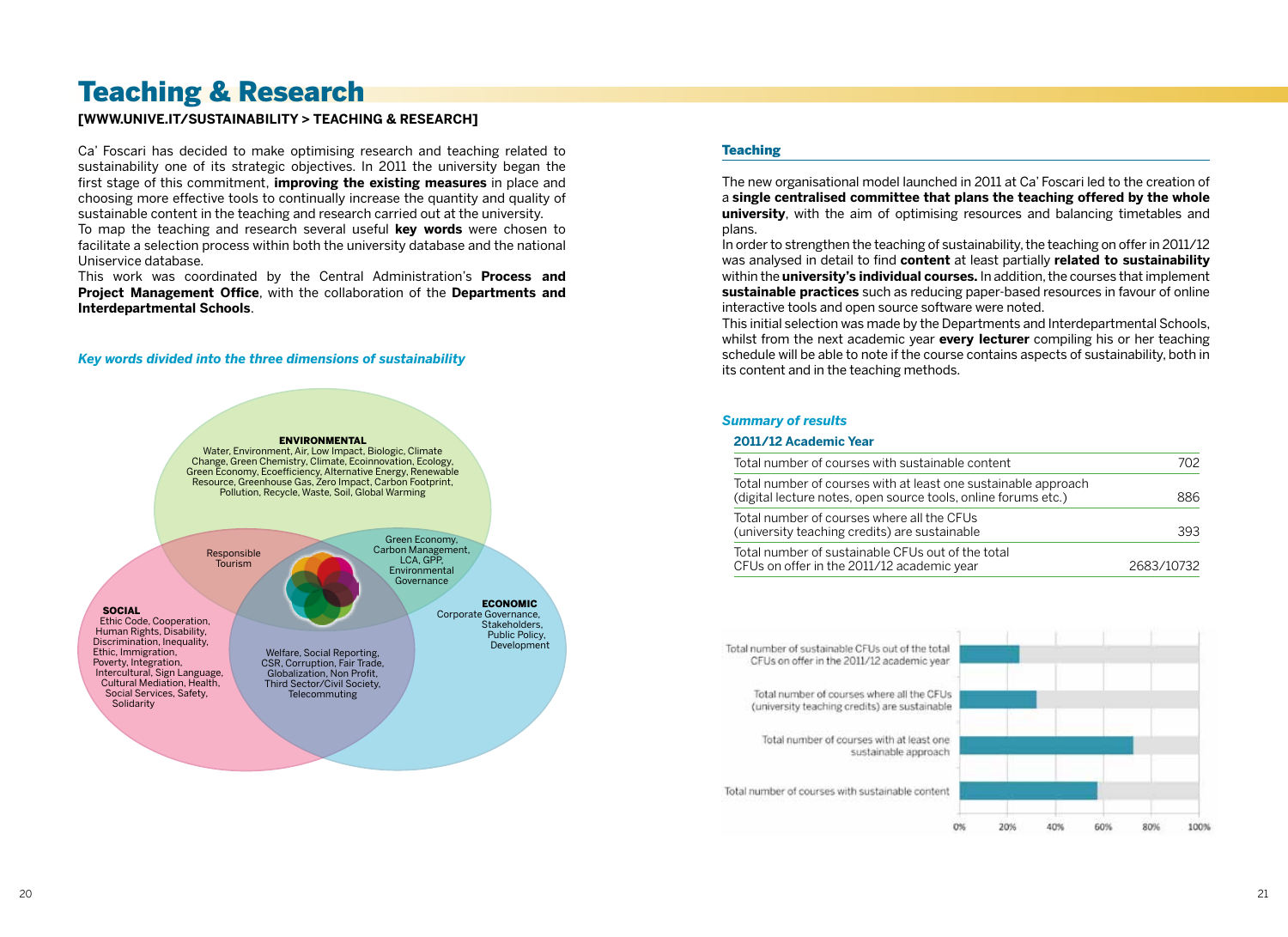# Teaching & Research

**[WWW.UNIVE.IT/SUSTAINABILITY > TEACHING & RESEARCH]**

Ca' Foscari has decided to make optimising research and teaching related to sustainability one of its strategic objectives. In 2011 the university began the first stage of this commitment, **improving the existing measures** in place and choosing more effective tools to continually increase the quantity and quality of sustainable content in the teaching and research carried out at the university.

To map the teaching and research several useful **key words** were chosen to facilitate a selection process within both the university database and the national Uniservice database.

This work was coordinated by the Central Administration's **Process and Project Management Office**, with the collaboration of the **Departments and Interdepartmental Schools**.

*Key words divided into the three dimensions of sustainability*

**ENVIRONMENTAL**
Water, Environment, Air, Low Impact, Biologic, Climate Change, Green Chemistry, Climate, Ecoinnovation, Ecology, Green Economy, Ecoefficiency, Alternative Energy, Renewable Resource, Greenhouse Gas, Zero Impact, Carbon Footprint, Pollution, Recycle, Waste, Soil, Global Warming

Responsible Tourism

Green Economy, Carbon Management, LCA, GPP, Environmental Governance

**SOCIAL**
Ethic Code, Cooperation, Human Rights, Disability, Discrimination, Inequality, Ethic, Immigration, Poverty, Integration, Intercultural, Sign Language, Cultural Mediation, Health, Social Services, Safety, Solidarity

Welfare, Social Reporting, CSR, Corruption, Fair Trade, Globalization, Non Profit, Third Sector/Civil Society, Telecommuting

**ECONOMIC**
Corporate Governance, Stakeholders, Public Policy, Development

## Teaching

The new organisational model launched in 2011 at Ca' Foscari led to the creation of a **single centralised committee that plans the teaching offered by the whole university**, with the aim of optimising resources and balancing timetables and plans.

In order to strengthen the teaching of sustainability, the teaching on offer in 2011/12 was analysed in detail to find **content** at least partially **related to sustainability** within the **university's individual courses.** In addition, the courses that implement **sustainable practices** such as reducing paper-based resources in favour of online interactive tools and open source software were noted.

This initial selection was made by the Departments and Interdepartmental Schools, whilst from the next academic year **every lecturer** compiling his or her teaching schedule will be able to note if the course contains aspects of sustainability, both in its content and in the teaching methods.

*Summary of results*

| 2011/12 Academic Year | |
|---|---|
| Total number of courses with sustainable content | 702 |
| Total number of courses with at least one sustainable approach (digital lecture notes, open source tools, online forums etc.) | 886 |
| Total number of courses where all the CFUs (university teaching credits) are sustainable | 393 |
| Total number of sustainable CFUs out of the total CFUs on offer in the 2011/12 academic year | 2683/10732 |

Total number of sustainable CFUs out of the total CFUs on offer in the 2011/12 academic year

Total number of courses where all the CFUs (university teaching credits) are sustainable

Total number of courses with at least one sustainable approach

Total number of courses with sustainable content

0% 20% 40% 60% 80% 100%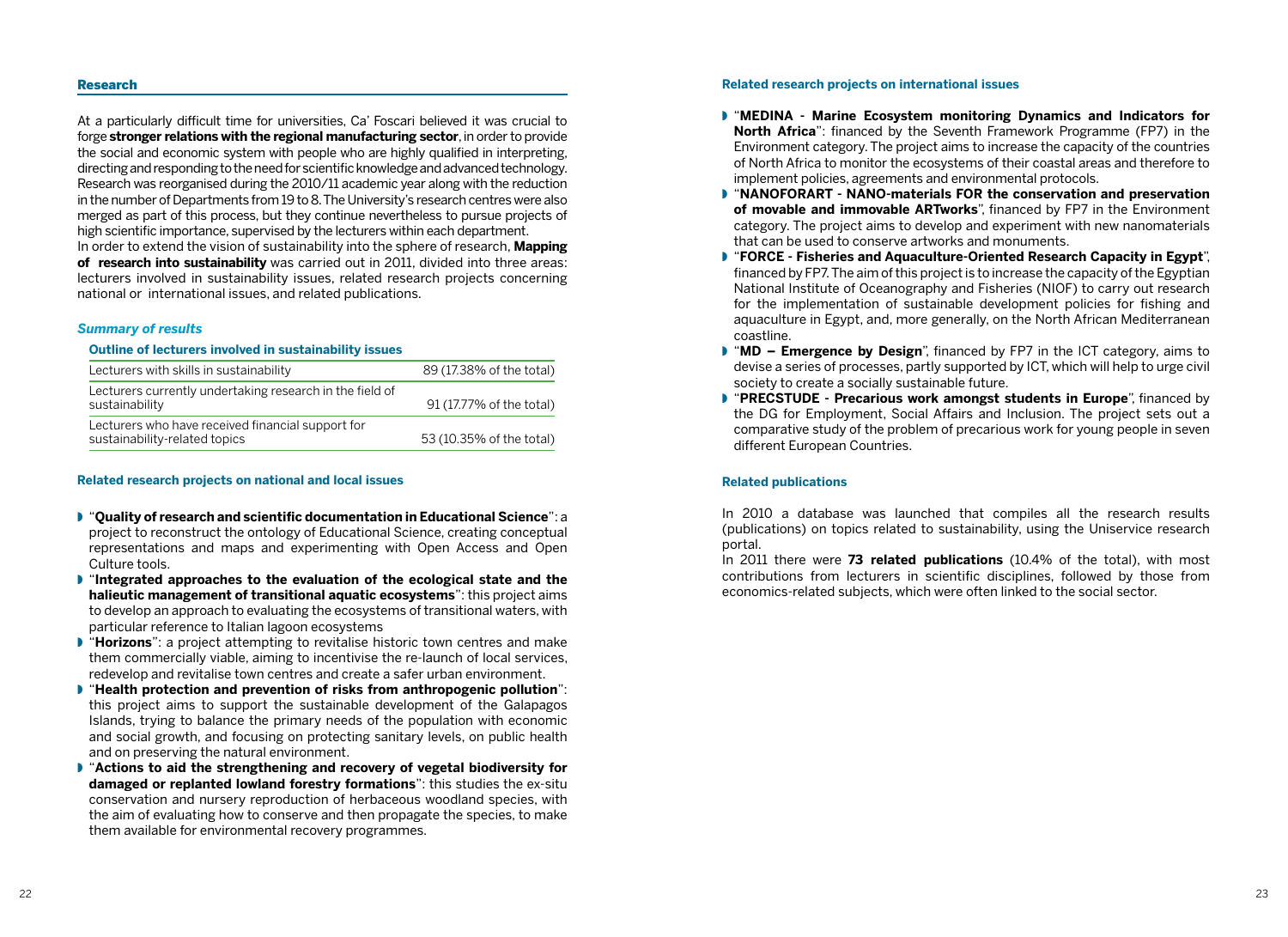## Research

At a particularly difficult time for universities, Ca' Foscari believed it was crucial to forge **stronger relations with the regional manufacturing sector**, in order to provide the social and economic system with people who are highly qualified in interpreting, directing and responding to the need for scientific knowledge and advanced technology. Research was reorganised during the 2010/11 academic year along with the reduction in the number of Departments from 19 to 8. The University's research centres were also merged as part of this process, but they continue nevertheless to pursue projects of high scientific importance, supervised by the lecturers within each department.
In order to extend the vision of sustainability into the sphere of research, **Mapping of research into sustainability** was carried out in 2011, divided into three areas: lecturers involved in sustainability issues, related research projects concerning national or international issues, and related publications.

### *Summary of results*

**Outline of lecturers involved in sustainability issues**

| | |
|---|---|
| Lecturers with skills in sustainability | 89 (17.38% of the total) |
| Lecturers currently undertaking research in the field of sustainability | 91 (17.77% of the total) |
| Lecturers who have received financial support for sustainability-related topics | 53 (10.35% of the total) |

**Related research projects on national and local issues**

- "**Quality of research and scientific documentation in Educational Science**": a project to reconstruct the ontology of Educational Science, creating conceptual representations and maps and experimenting with Open Access and Open Culture tools.
- "**Integrated approaches to the evaluation of the ecological state and the halieutic management of transitional aquatic ecosystems**": this project aims to develop an approach to evaluating the ecosystems of transitional waters, with particular reference to Italian lagoon ecosystems
- "**Horizons**": a project attempting to revitalise historic town centres and make them commercially viable, aiming to incentivise the re-launch of local services, redevelop and revitalise town centres and create a safer urban environment.
- "**Health protection and prevention of risks from anthropogenic pollution**": this project aims to support the sustainable development of the Galapagos Islands, trying to balance the primary needs of the population with economic and social growth, and focusing on protecting sanitary levels, on public health and on preserving the natural environment.
- "**Actions to aid the strengthening and recovery of vegetal biodiversity for damaged or replanted lowland forestry formations**": this studies the ex-situ conservation and nursery reproduction of herbaceous woodland species, with the aim of evaluating how to conserve and then propagate the species, to make them available for environmental recovery programmes.

**Related research projects on international issues**

- "**MEDINA - Marine Ecosystem monitoring Dynamics and Indicators for North Africa**": financed by the Seventh Framework Programme (FP7) in the Environment category. The project aims to increase the capacity of the countries of North Africa to monitor the ecosystems of their coastal areas and therefore to implement policies, agreements and environmental protocols.
- "**NANOFORART - NANO-materials FOR the conservation and preservation of movable and immovable ARTworks**", financed by FP7 in the Environment category. The project aims to develop and experiment with new nanomaterials that can be used to conserve artworks and monuments.
- "**FORCE - Fisheries and Aquaculture-Oriented Research Capacity in Egypt**", financed by FP7. The aim of this project is to increase the capacity of the Egyptian National Institute of Oceanography and Fisheries (NIOF) to carry out research for the implementation of sustainable development policies for fishing and aquaculture in Egypt, and, more generally, on the North African Mediterranean coastline.
- "**MD – Emergence by Design**", financed by FP7 in the ICT category, aims to devise a series of processes, partly supported by ICT, which will help to urge civil society to create a socially sustainable future.
- "**PRECSTUDE - Precarious work amongst students in Europe**", financed by the DG for Employment, Social Affairs and Inclusion. The project sets out a comparative study of the problem of precarious work for young people in seven different European Countries.

**Related publications**

In 2010 a database was launched that compiles all the research results (publications) on topics related to sustainability, using the Uniservice research portal.
In 2011 there were **73 related publications** (10.4% of the total), with most contributions from lecturers in scientific disciplines, followed by those from economics-related subjects, which were often linked to the social sector.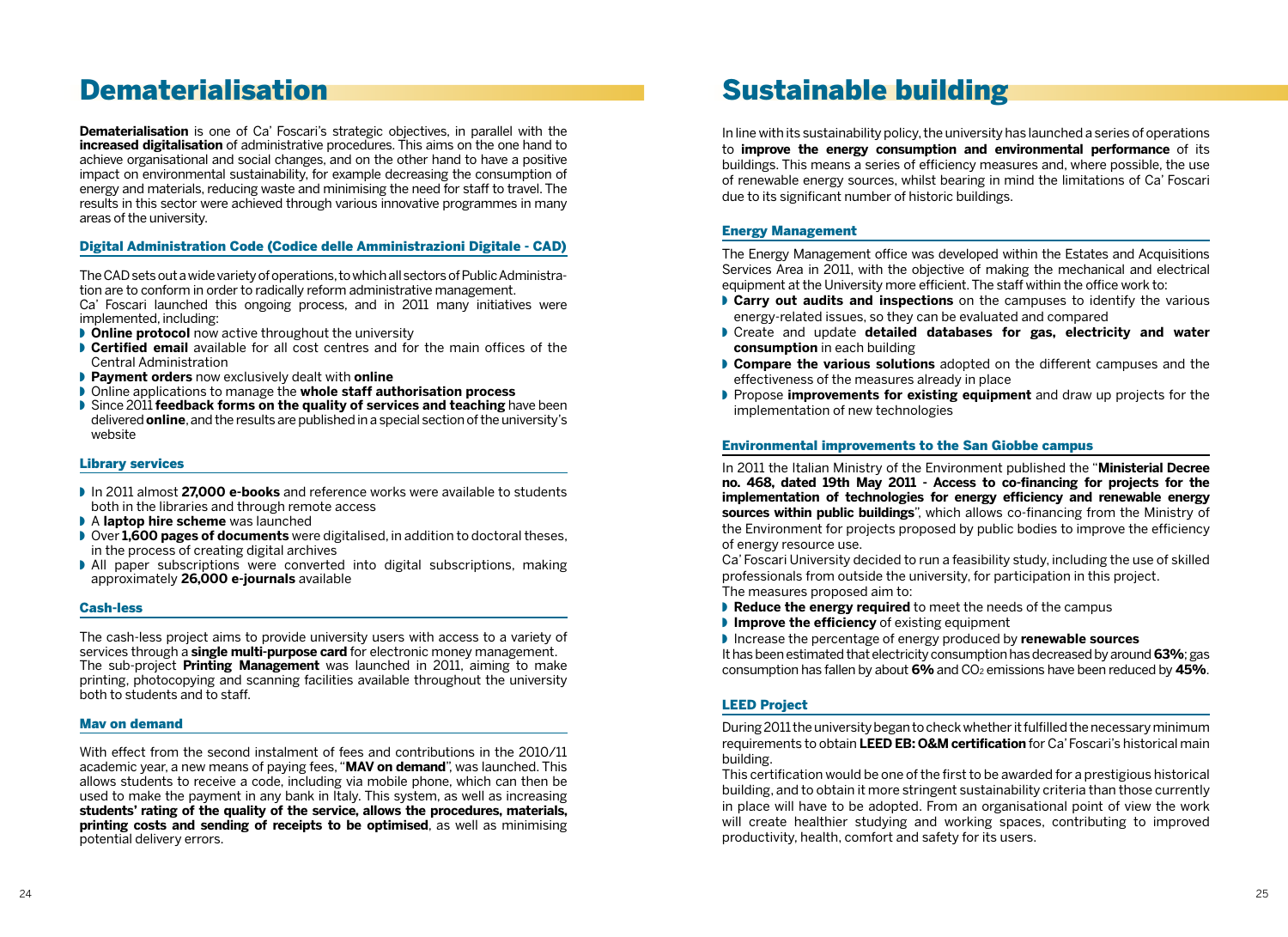# Dematerialisation

**Dematerialisation** is one of Ca' Foscari's strategic objectives, in parallel with the **increased digitalisation** of administrative procedures. This aims on the one hand to achieve organisational and social changes, and on the other hand to have a positive impact on environmental sustainability, for example decreasing the consumption of energy and materials, reducing waste and minimising the need for staff to travel. The results in this sector were achieved through various innovative programmes in many areas of the university.

## Digital Administration Code (Codice delle Amministrazioni Digitale - CAD)

The CAD sets out a wide variety of operations, to which all sectors of Public Administration are to conform in order to radically reform administrative management.
Ca' Foscari launched this ongoing process, and in 2011 many initiatives were implemented, including:

- **Online protocol** now active throughout the university
- **Certified email** available for all cost centres and for the main offices of the Central Administration
- **Payment orders** now exclusively dealt with **online**
- Online applications to manage the **whole staff authorisation process**
- Since 2011 **feedback forms on the quality of services and teaching** have been delivered **online**, and the results are published in a special section of the university's website

## Library services

- In 2011 almost **27,000 e-books** and reference works were available to students both in the libraries and through remote access
- A **laptop hire scheme** was launched
- Over **1,600 pages of documents** were digitalised, in addition to doctoral theses, in the process of creating digital archives
- All paper subscriptions were converted into digital subscriptions, making approximately **26,000 e-journals** available

## Cash-less

The cash-less project aims to provide university users with access to a variety of services through a **single multi-purpose card** for electronic money management.
The sub-project **Printing Management** was launched in 2011, aiming to make printing, photocopying and scanning facilities available throughout the university both to students and to staff.

## Mav on demand

With effect from the second instalment of fees and contributions in the 2010/11 academic year, a new means of paying fees, "**MAV on demand**", was launched. This allows students to receive a code, including via mobile phone, which can then be used to make the payment in any bank in Italy. This system, as well as increasing **students' rating of the quality of the service, allows the procedures, materials, printing costs and sending of receipts to be optimised**, as well as minimising potential delivery errors.

# Sustainable building

In line with its sustainability policy, the university has launched a series of operations to **improve the energy consumption and environmental performance** of its buildings. This means a series of efficiency measures and, where possible, the use of renewable energy sources, whilst bearing in mind the limitations of Ca' Foscari due to its significant number of historic buildings.

## Energy Management

The Energy Management office was developed within the Estates and Acquisitions Services Area in 2011, with the objective of making the mechanical and electrical equipment at the University more efficient. The staff within the office work to:

- **Carry out audits and inspections** on the campuses to identify the various energy-related issues, so they can be evaluated and compared
- Create and update **detailed databases for gas, electricity and water consumption** in each building
- **Compare the various solutions** adopted on the different campuses and the effectiveness of the measures already in place
- Propose **improvements for existing equipment** and draw up projects for the implementation of new technologies

## Environmental improvements to the San Giobbe campus

In 2011 the Italian Ministry of the Environment published the "**Ministerial Decree no. 468, dated 19th May 2011 - Access to co-financing for projects for the implementation of technologies for energy efficiency and renewable energy sources within public buildings**", which allows co-financing from the Ministry of the Environment for projects proposed by public bodies to improve the efficiency of energy resource use.
Ca' Foscari University decided to run a feasibility study, including the use of skilled professionals from outside the university, for participation in this project.
The measures proposed aim to:

- **Reduce the energy required** to meet the needs of the campus
- **Improve the efficiency** of existing equipment
- Increase the percentage of energy produced by **renewable sources**

It has been estimated that electricity consumption has decreased by around **63%**; gas consumption has fallen by about **6%** and $CO_2$ emissions have been reduced by **45%**.

## LEED Project

During 2011 the university began to check whether it fulfilled the necessary minimum requirements to obtain **LEED EB: O&M certification** for Ca' Foscari's historical main building.
This certification would be one of the first to be awarded for a prestigious historical building, and to obtain it more stringent sustainability criteria than those currently in place will have to be adopted. From an organisational point of view the work will create healthier studying and working spaces, contributing to improved productivity, health, comfort and safety for its users.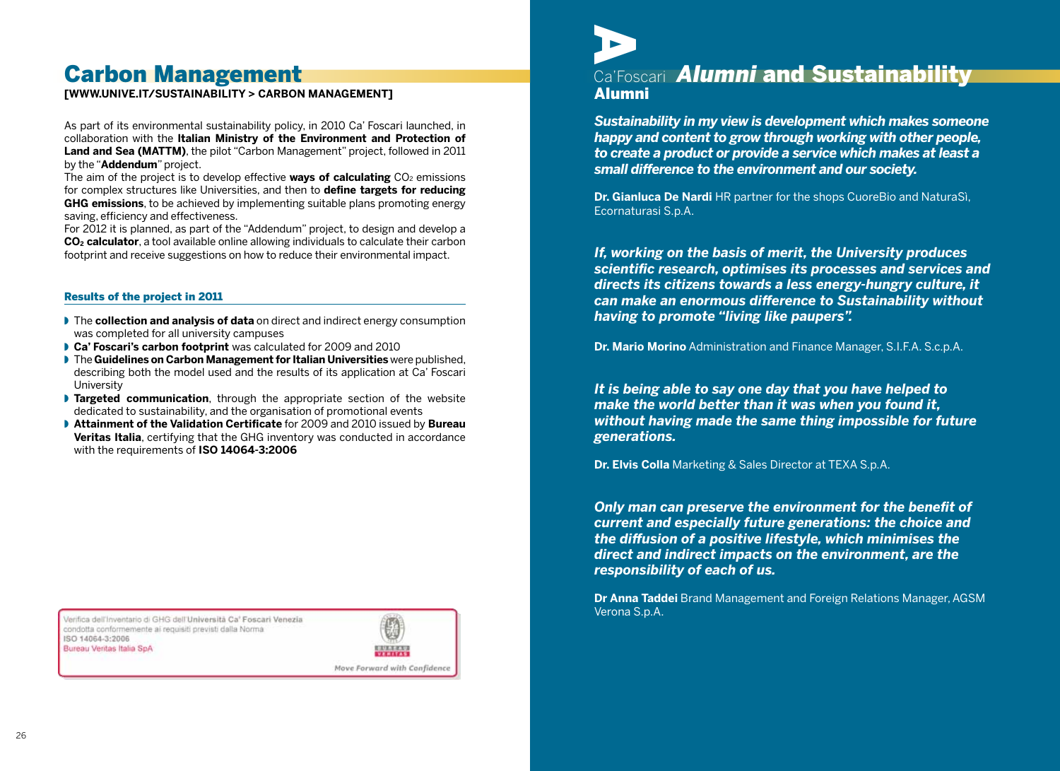# Carbon Management

**[WWW.UNIVE.IT/SUSTAINABILITY > CARBON MANAGEMENT]**

As part of its environmental sustainability policy, in 2010 Ca' Foscari launched, in collaboration with the **Italian Ministry of the Environment and Protection of Land and Sea (MATTM)**, the pilot "Carbon Management" project, followed in 2011 by the "**Addendum**" project.
The aim of the project is to develop effective **ways of calculating** $CO_2$ emissions for complex structures like Universities, and then to **define targets for reducing GHG emissions**, to be achieved by implementing suitable plans promoting energy saving, efficiency and effectiveness.
For 2012 it is planned, as part of the "Addendum" project, to design and develop a **$CO_2$ calculator**, a tool available online allowing individuals to calculate their carbon footprint and receive suggestions on how to reduce their environmental impact.

### Results of the project in 2011

- The **collection and analysis of data** on direct and indirect energy consumption was completed for all university campuses
- **Ca' Foscari's carbon footprint** was calculated for 2009 and 2010
- The **Guidelines on Carbon Management for Italian Universities** were published, describing both the model used and the results of its application at Ca' Foscari University
- **Targeted communication**, through the appropriate section of the website dedicated to sustainability, and the organisation of promotional events
- **Attainment of the Validation Certificate** for 2009 and 2010 issued by **Bureau Veritas Italia**, certifying that the GHG inventory was conducted in accordance with the requirements of **ISO 14064-3:2006**

Verifica dell'Inventario di GHG dell'**Università Ca' Foscari Venezia**
condotta conformemente ai requisiti previsti dalla Norma
ISO 14064-3:2006
Bureau Veritas Italia SpA

Move Forward with Confidence

# Ca'Foscari *Alumni* and Sustainability

## Alumni

***Sustainability in my view is development which makes someone happy and content to grow through working with other people, to create a product or provide a service which makes at least a small difference to the environment and our society.***

**Dr. Gianluca De Nardi** HR partner for the shops CuoreBio and NaturaSì, Ecornaturasi S.p.A.

***If, working on the basis of merit, the University produces scientific research, optimises its processes and services and directs its citizens towards a less energy-hungry culture, it can make an enormous difference to Sustainability without having to promote "living like paupers".***

**Dr. Mario Morino** Administration and Finance Manager, S.I.F.A. S.c.p.A.

***It is being able to say one day that you have helped to make the world better than it was when you found it, without having made the same thing impossible for future generations.***

**Dr. Elvis Colla** Marketing & Sales Director at TEXA S.p.A.

***Only man can preserve the environment for the benefit of current and especially future generations: the choice and the diffusion of a positive lifestyle, which minimises the direct and indirect impacts on the environment, are the responsibility of each of us.***

**Dr Anna Taddei** Brand Management and Foreign Relations Manager, AGSM Verona S.p.A.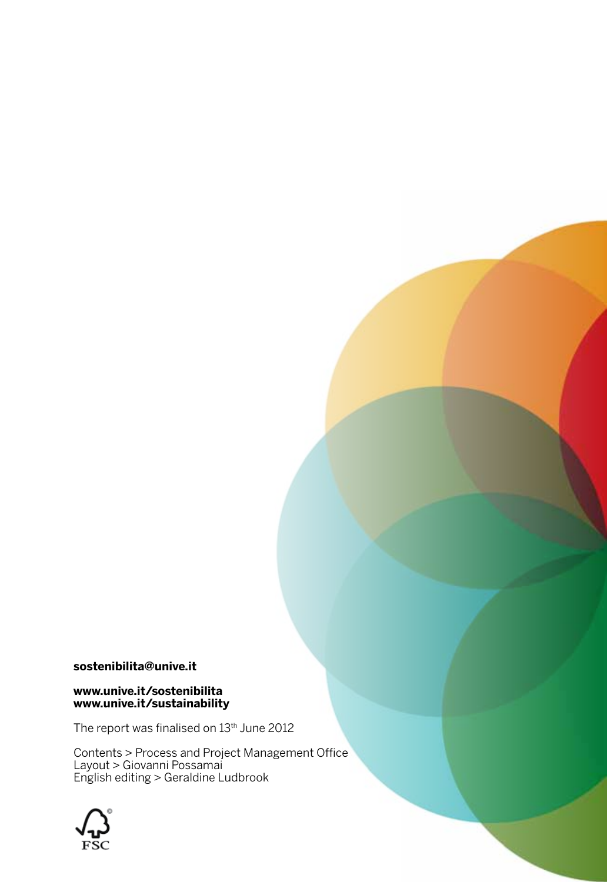**sostenibilita@unive.it**

**www.unive.it/sostenibilita**
**www.unive.it/sustainability**

The report was finalised on 13th June 2012

Contents > Process and Project Management Office
Layout > Giovanni Possamai
English editing > Geraldine Ludbrook

FSC